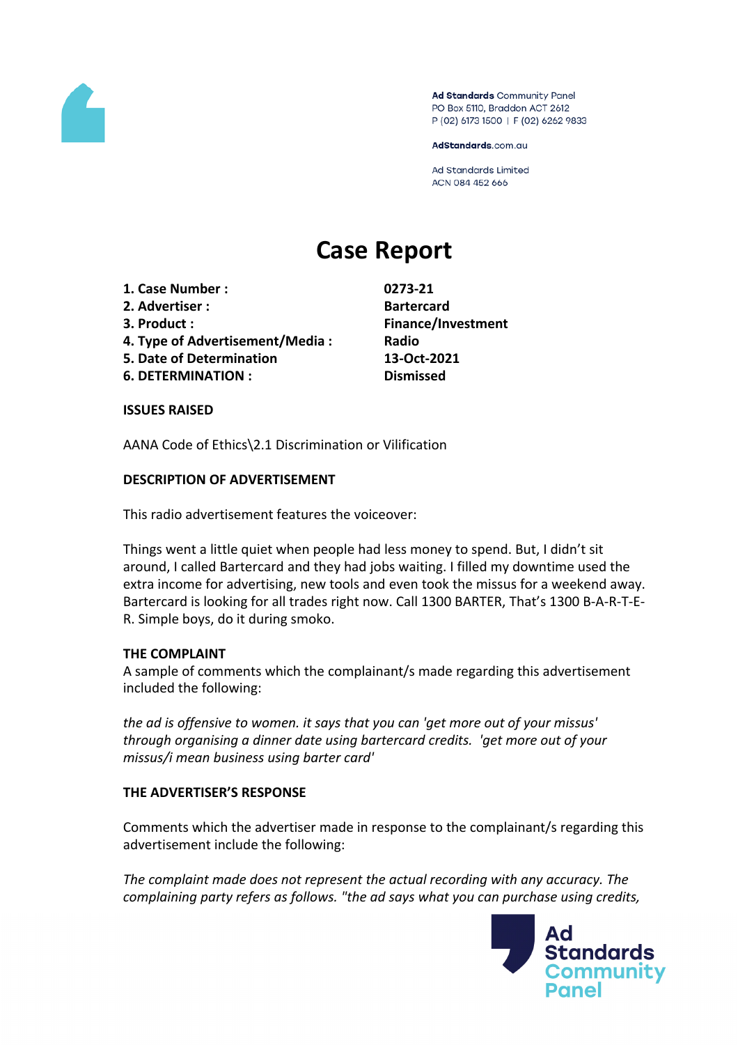Ad Standards Community Panel
PO Box 5110, Braddon ACT 2612
P (02) 6173 1500 | F (02) 6262 9833

AdStandards.com.au

Ad Standards Limited
ACN 084 452 666

# Case Report

| | |
|---|---|
| **1. Case Number :** | **0273-21** |
| **2. Advertiser :** | **Bartercard** |
| **3. Product :** | **Finance/Investment** |
| **4. Type of Advertisement/Media :** | **Radio** |
| **5. Date of Determination** | **13-Oct-2021** |
| **6. DETERMINATION :** | **Dismissed** |

**ISSUES RAISED**

AANA Code of Ethics\2.1 Discrimination or Vilification

**DESCRIPTION OF ADVERTISEMENT**

This radio advertisement features the voiceover:

Things went a little quiet when people had less money to spend. But, I didn't sit around, I called Bartercard and they had jobs waiting. I filled my downtime used the extra income for advertising, new tools and even took the missus for a weekend away. Bartercard is looking for all trades right now. Call 1300 BARTER, That's 1300 B-A-R-T-E-R. Simple boys, do it during smoko.

**THE COMPLAINT**

A sample of comments which the complainant/s made regarding this advertisement included the following:

*the ad is offensive to women. it says that you can 'get more out of your missus' through organising a dinner date using bartercard credits. 'get more out of your missus/i mean business using barter card'*

**THE ADVERTISER'S RESPONSE**

Comments which the advertiser made in response to the complainant/s regarding this advertisement include the following:

*The complaint made does not represent the actual recording with any accuracy. The complaining party refers as follows. "the ad says what you can purchase using credits,*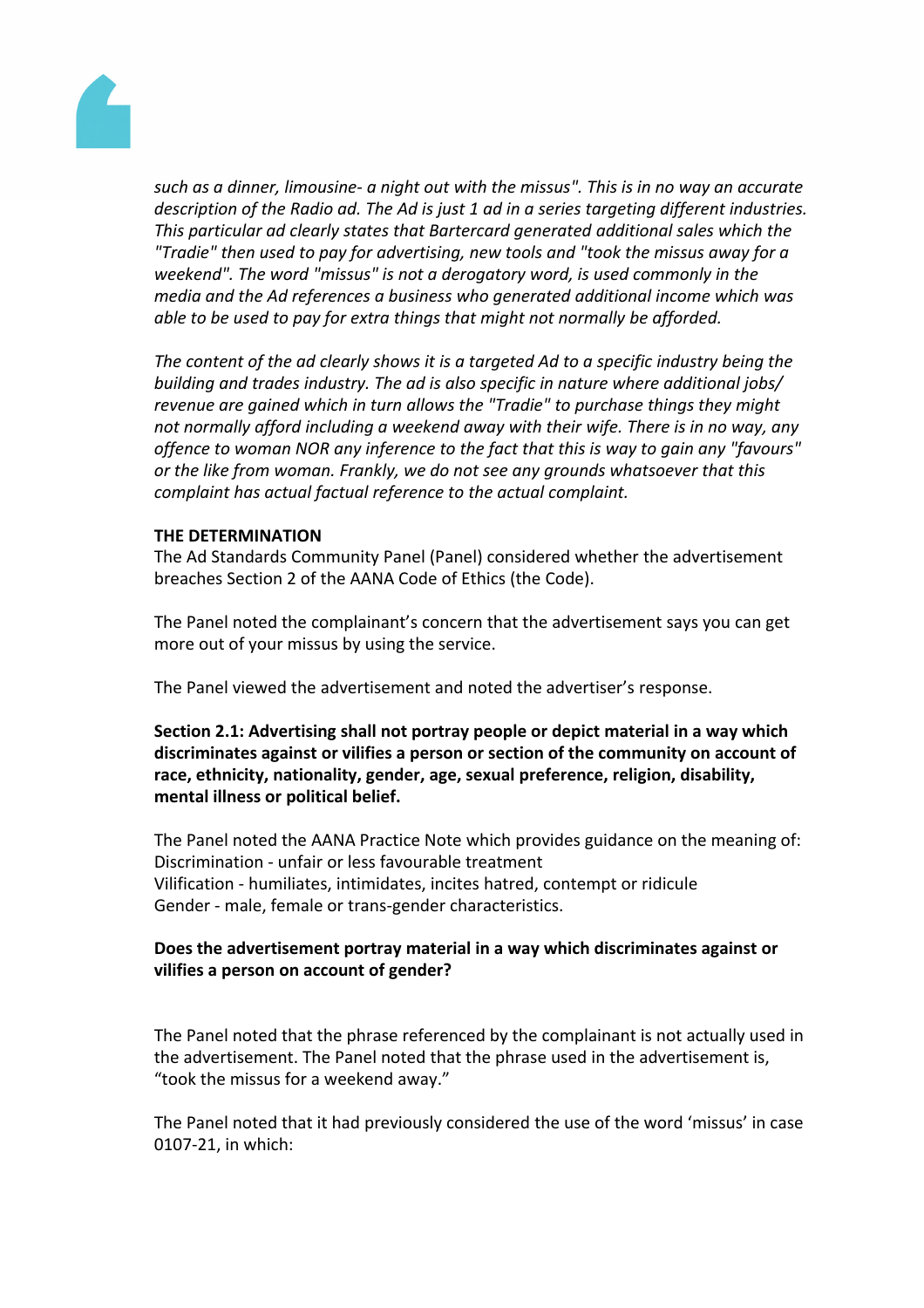*such as a dinner, limousine- a night out with the missus". This is in no way an accurate description of the Radio ad. The Ad is just 1 ad in a series targeting different industries. This particular ad clearly states that Bartercard generated additional sales which the "Tradie" then used to pay for advertising, new tools and "took the missus away for a weekend". The word "missus" is not a derogatory word, is used commonly in the media and the Ad references a business who generated additional income which was able to be used to pay for extra things that might not normally be afforded.*

*The content of the ad clearly shows it is a targeted Ad to a specific industry being the building and trades industry. The ad is also specific in nature where additional jobs/ revenue are gained which in turn allows the "Tradie" to purchase things they might not normally afford including a weekend away with their wife. There is in no way, any offence to woman NOR any inference to the fact that this is way to gain any "favours" or the like from woman. Frankly, we do not see any grounds whatsoever that this complaint has actual factual reference to the actual complaint.*

**THE DETERMINATION**

The Ad Standards Community Panel (Panel) considered whether the advertisement breaches Section 2 of the AANA Code of Ethics (the Code).

The Panel noted the complainant's concern that the advertisement says you can get more out of your missus by using the service.

The Panel viewed the advertisement and noted the advertiser's response.

**Section 2.1: Advertising shall not portray people or depict material in a way which discriminates against or vilifies a person or section of the community on account of race, ethnicity, nationality, gender, age, sexual preference, religion, disability, mental illness or political belief.**

The Panel noted the AANA Practice Note which provides guidance on the meaning of:
Discrimination - unfair or less favourable treatment
Vilification - humiliates, intimidates, incites hatred, contempt or ridicule
Gender - male, female or trans-gender characteristics.

**Does the advertisement portray material in a way which discriminates against or vilifies a person on account of gender?**

The Panel noted that the phrase referenced by the complainant is not actually used in the advertisement. The Panel noted that the phrase used in the advertisement is, "took the missus for a weekend away."

The Panel noted that it had previously considered the use of the word 'missus' in case 0107-21, in which: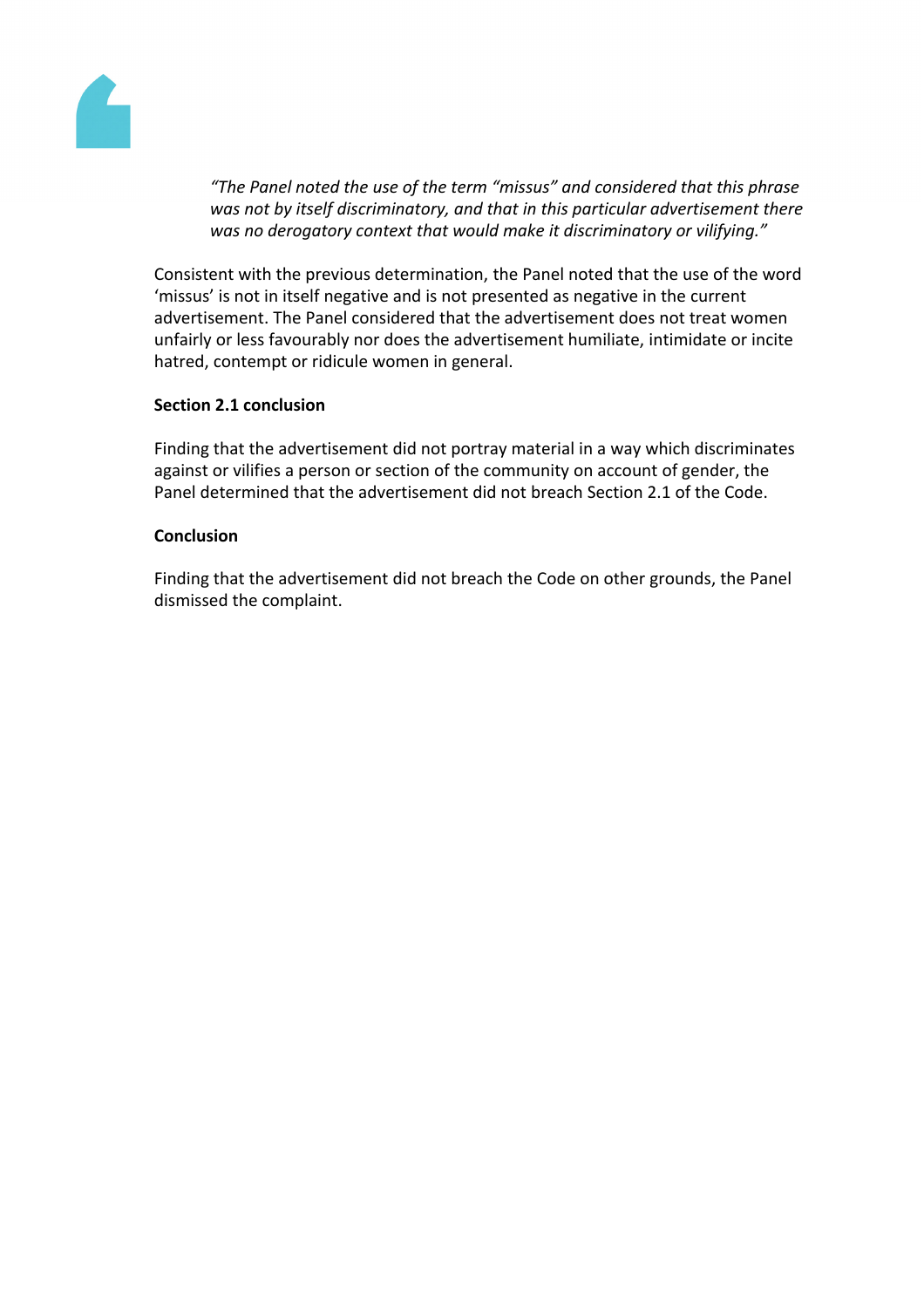*"The Panel noted the use of the term "missus" and considered that this phrase was not by itself discriminatory, and that in this particular advertisement there was no derogatory context that would make it discriminatory or vilifying."*

Consistent with the previous determination, the Panel noted that the use of the word 'missus' is not in itself negative and is not presented as negative in the current advertisement. The Panel considered that the advertisement does not treat women unfairly or less favourably nor does the advertisement humiliate, intimidate or incite hatred, contempt or ridicule women in general.

**Section 2.1 conclusion**

Finding that the advertisement did not portray material in a way which discriminates against or vilifies a person or section of the community on account of gender, the Panel determined that the advertisement did not breach Section 2.1 of the Code.

**Conclusion**

Finding that the advertisement did not breach the Code on other grounds, the Panel dismissed the complaint.